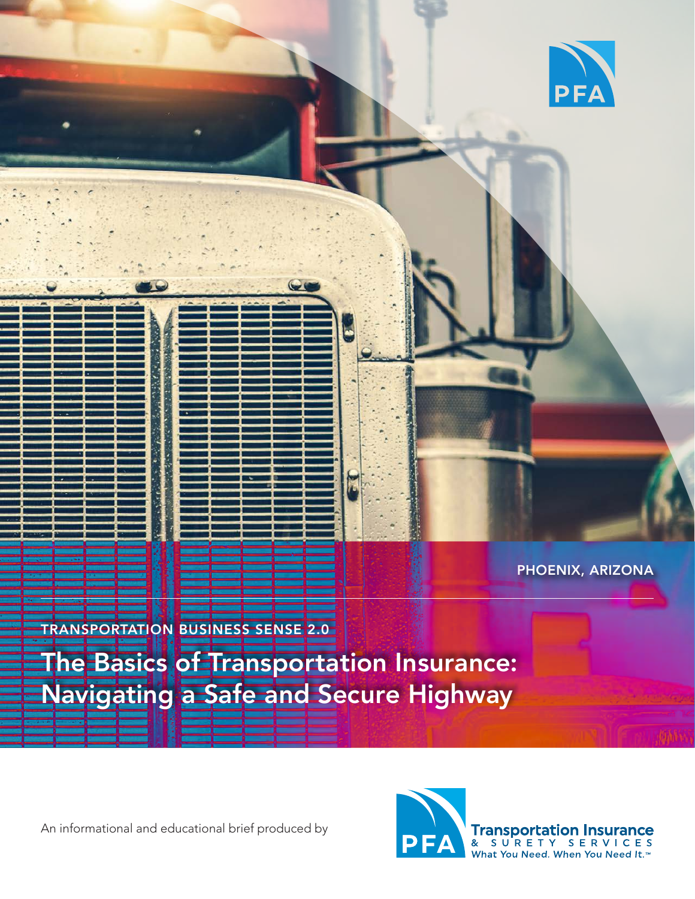PHOENIX, ARIZONA

TRANSPORTATION BUSINESS SENSE 2.0

# The Basics of Transportation Insurance: Navigating a Safe and Secure Highway

An informational and educational brief produced by

PFA Transportation Insurance & Surety Services
What You Need. When You Need It.™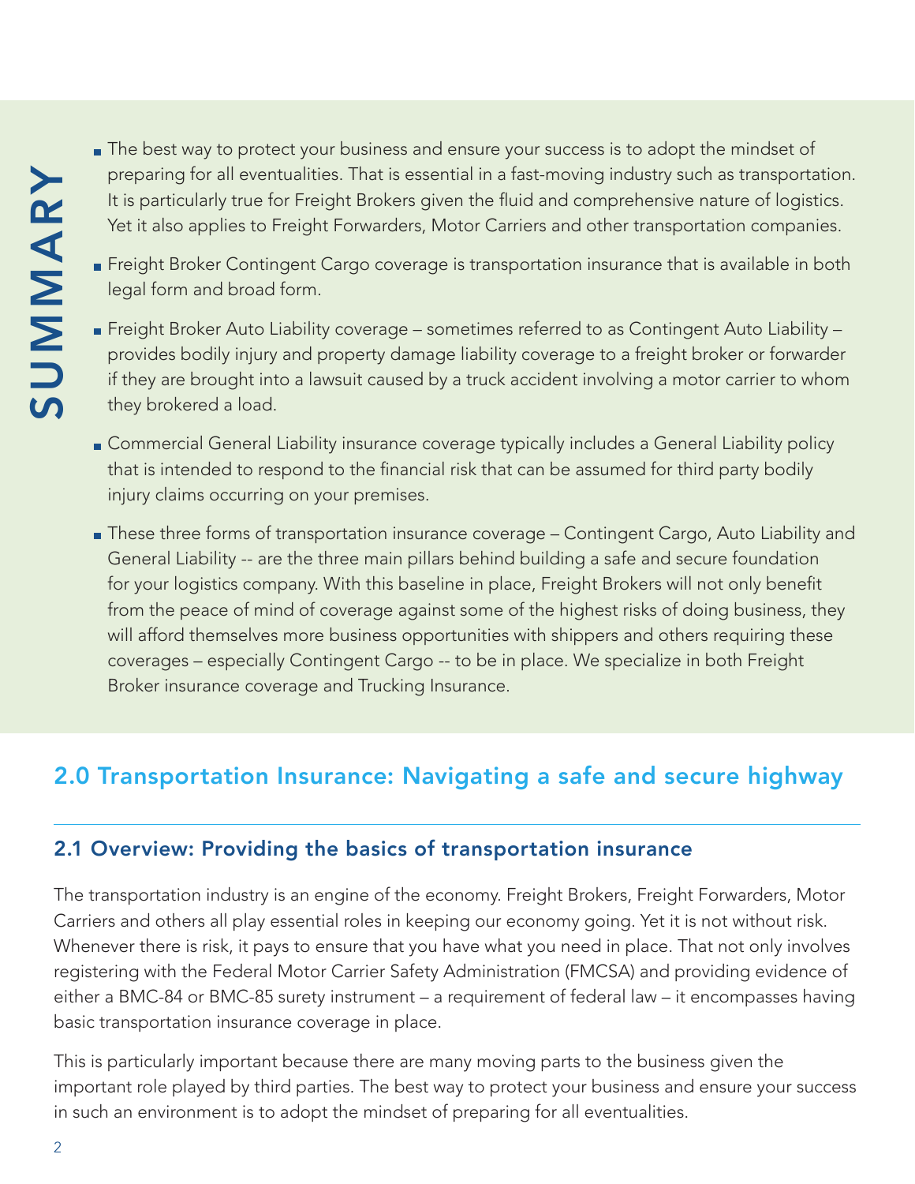## SUMMARY

- The best way to protect your business and ensure your success is to adopt the mindset of preparing for all eventualities. That is essential in a fast-moving industry such as transportation. It is particularly true for Freight Brokers given the fluid and comprehensive nature of logistics. Yet it also applies to Freight Forwarders, Motor Carriers and other transportation companies.
- Freight Broker Contingent Cargo coverage is transportation insurance that is available in both legal form and broad form.
- Freight Broker Auto Liability coverage – sometimes referred to as Contingent Auto Liability – provides bodily injury and property damage liability coverage to a freight broker or forwarder if they are brought into a lawsuit caused by a truck accident involving a motor carrier to whom they brokered a load.
- Commercial General Liability insurance coverage typically includes a General Liability policy that is intended to respond to the financial risk that can be assumed for third party bodily injury claims occurring on your premises.
- These three forms of transportation insurance coverage – Contingent Cargo, Auto Liability and General Liability -- are the three main pillars behind building a safe and secure foundation for your logistics company. With this baseline in place, Freight Brokers will not only benefit from the peace of mind of coverage against some of the highest risks of doing business, they will afford themselves more business opportunities with shippers and others requiring these coverages – especially Contingent Cargo -- to be in place. We specialize in both Freight Broker insurance coverage and Trucking Insurance.

## 2.0 Transportation Insurance: Navigating a safe and secure highway

### 2.1 Overview: Providing the basics of transportation insurance

The transportation industry is an engine of the economy. Freight Brokers, Freight Forwarders, Motor Carriers and others all play essential roles in keeping our economy going. Yet it is not without risk. Whenever there is risk, it pays to ensure that you have what you need in place. That not only involves registering with the Federal Motor Carrier Safety Administration (FMCSA) and providing evidence of either a BMC-84 or BMC-85 surety instrument – a requirement of federal law – it encompasses having basic transportation insurance coverage in place.

This is particularly important because there are many moving parts to the business given the important role played by third parties. The best way to protect your business and ensure your success in such an environment is to adopt the mindset of preparing for all eventualities.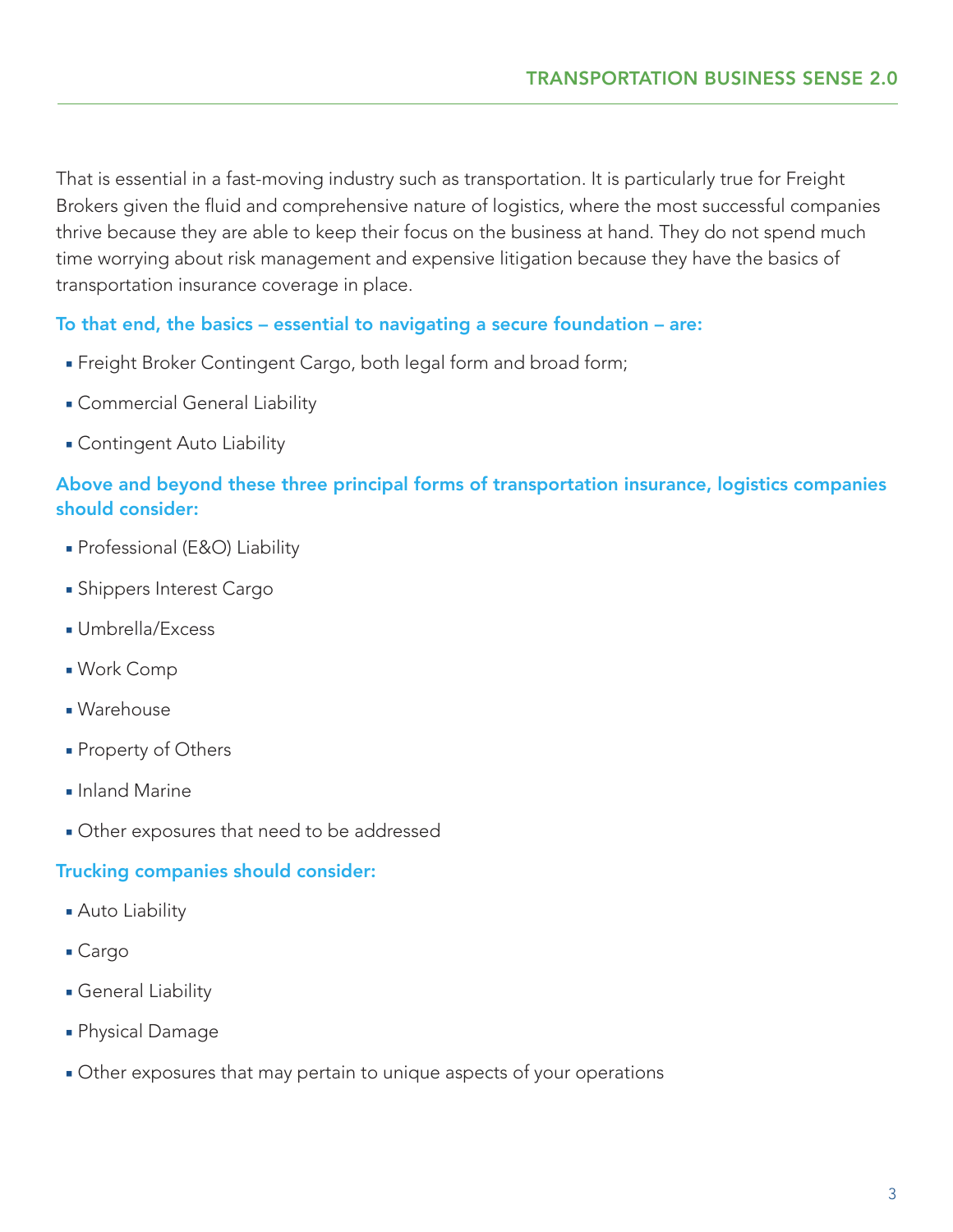That is essential in a fast-moving industry such as transportation. It is particularly true for Freight Brokers given the fluid and comprehensive nature of logistics, where the most successful companies thrive because they are able to keep their focus on the business at hand. They do not spend much time worrying about risk management and expensive litigation because they have the basics of transportation insurance coverage in place.

**To that end, the basics – essential to navigating a secure foundation – are:**

- Freight Broker Contingent Cargo, both legal form and broad form;
- Commercial General Liability
- Contingent Auto Liability

**Above and beyond these three principal forms of transportation insurance, logistics companies should consider:**

- Professional (E&O) Liability
- Shippers Interest Cargo
- Umbrella/Excess
- Work Comp
- Warehouse
- Property of Others
- Inland Marine
- Other exposures that need to be addressed

**Trucking companies should consider:**

- Auto Liability
- Cargo
- General Liability
- Physical Damage
- Other exposures that may pertain to unique aspects of your operations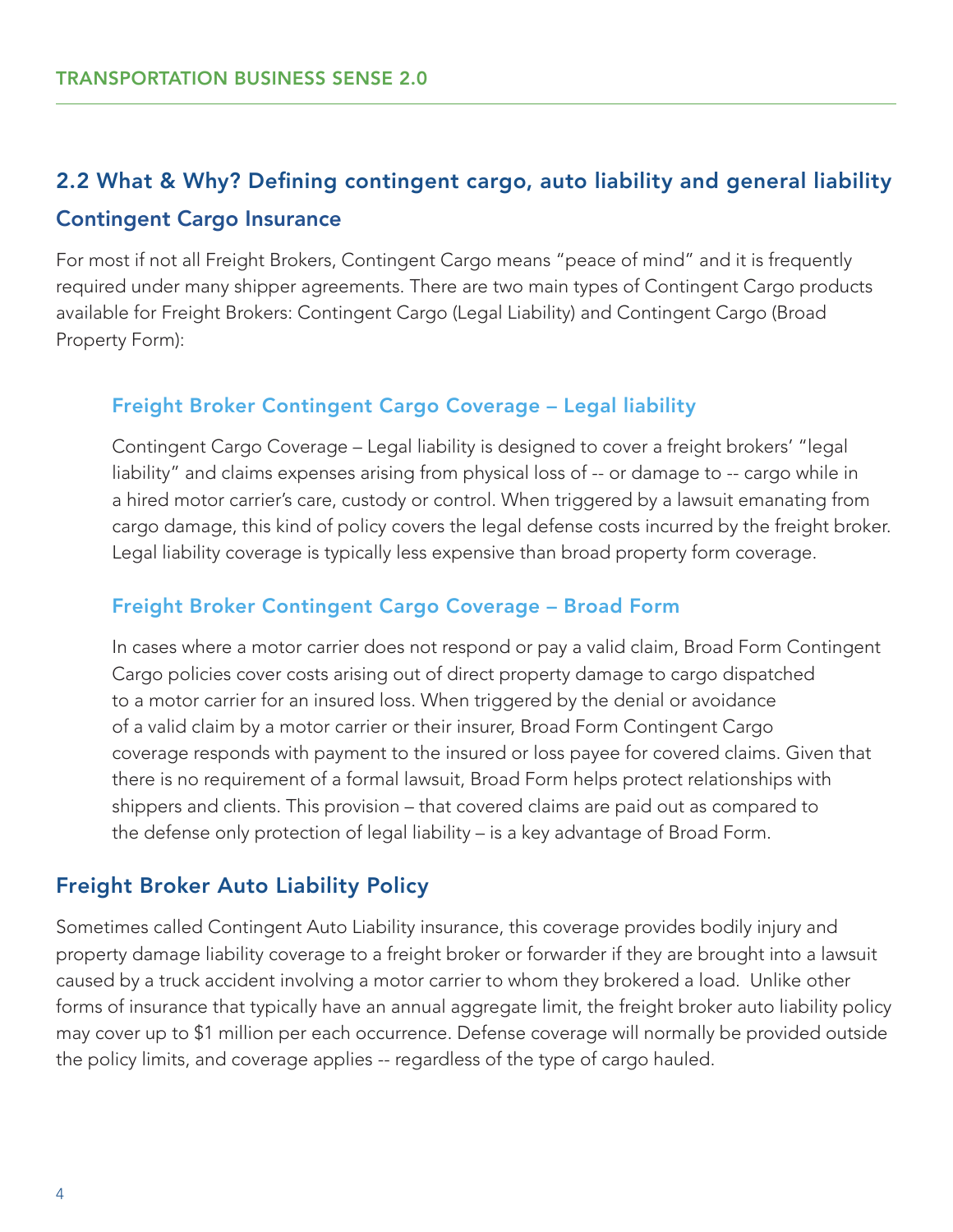## 2.2 What & Why? Defining contingent cargo, auto liability and general liability

### Contingent Cargo Insurance

For most if not all Freight Brokers, Contingent Cargo means "peace of mind" and it is frequently required under many shipper agreements. There are two main types of Contingent Cargo products available for Freight Brokers: Contingent Cargo (Legal Liability) and Contingent Cargo (Broad Property Form):

#### Freight Broker Contingent Cargo Coverage – Legal liability

Contingent Cargo Coverage – Legal liability is designed to cover a freight brokers' "legal liability" and claims expenses arising from physical loss of -- or damage to -- cargo while in a hired motor carrier's care, custody or control. When triggered by a lawsuit emanating from cargo damage, this kind of policy covers the legal defense costs incurred by the freight broker. Legal liability coverage is typically less expensive than broad property form coverage.

#### Freight Broker Contingent Cargo Coverage – Broad Form

In cases where a motor carrier does not respond or pay a valid claim, Broad Form Contingent Cargo policies cover costs arising out of direct property damage to cargo dispatched to a motor carrier for an insured loss. When triggered by the denial or avoidance of a valid claim by a motor carrier or their insurer, Broad Form Contingent Cargo coverage responds with payment to the insured or loss payee for covered claims. Given that there is no requirement of a formal lawsuit, Broad Form helps protect relationships with shippers and clients. This provision – that covered claims are paid out as compared to the defense only protection of legal liability – is a key advantage of Broad Form.

### Freight Broker Auto Liability Policy

Sometimes called Contingent Auto Liability insurance, this coverage provides bodily injury and property damage liability coverage to a freight broker or forwarder if they are brought into a lawsuit caused by a truck accident involving a motor carrier to whom they brokered a load. Unlike other forms of insurance that typically have an annual aggregate limit, the freight broker auto liability policy may cover up to $1 million per each occurrence. Defense coverage will normally be provided outside the policy limits, and coverage applies -- regardless of the type of cargo hauled.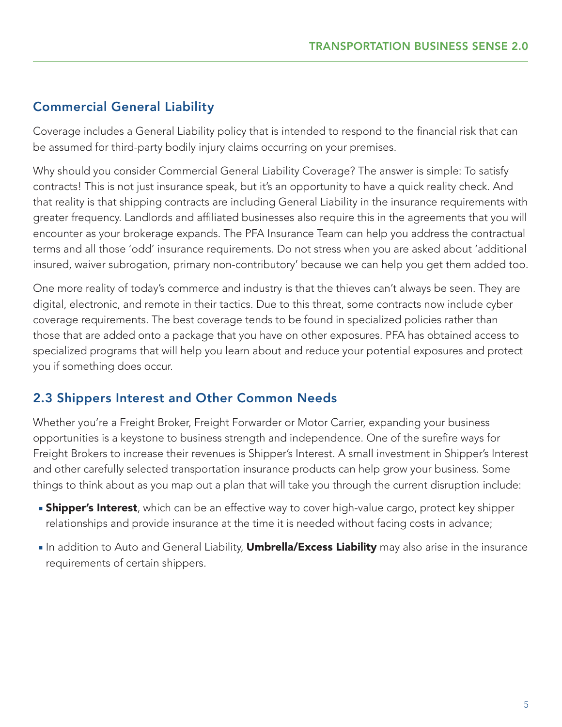## Commercial General Liability

Coverage includes a General Liability policy that is intended to respond to the financial risk that can be assumed for third-party bodily injury claims occurring on your premises.

Why should you consider Commercial General Liability Coverage? The answer is simple: To satisfy contracts! This is not just insurance speak, but it's an opportunity to have a quick reality check. And that reality is that shipping contracts are including General Liability in the insurance requirements with greater frequency. Landlords and affiliated businesses also require this in the agreements that you will encounter as your brokerage expands. The PFA Insurance Team can help you address the contractual terms and all those 'odd' insurance requirements. Do not stress when you are asked about 'additional insured, waiver subrogation, primary non-contributory' because we can help you get them added too.

One more reality of today's commerce and industry is that the thieves can't always be seen. They are digital, electronic, and remote in their tactics. Due to this threat, some contracts now include cyber coverage requirements. The best coverage tends to be found in specialized policies rather than those that are added onto a package that you have on other exposures. PFA has obtained access to specialized programs that will help you learn about and reduce your potential exposures and protect you if something does occur.

## 2.3 Shippers Interest and Other Common Needs

Whether you're a Freight Broker, Freight Forwarder or Motor Carrier, expanding your business opportunities is a keystone to business strength and independence. One of the surefire ways for Freight Brokers to increase their revenues is Shipper's Interest. A small investment in Shipper's Interest and other carefully selected transportation insurance products can help grow your business. Some things to think about as you map out a plan that will take you through the current disruption include:

- **Shipper's Interest**, which can be an effective way to cover high-value cargo, protect key shipper relationships and provide insurance at the time it is needed without facing costs in advance;
- In addition to Auto and General Liability, **Umbrella/Excess Liability** may also arise in the insurance requirements of certain shippers.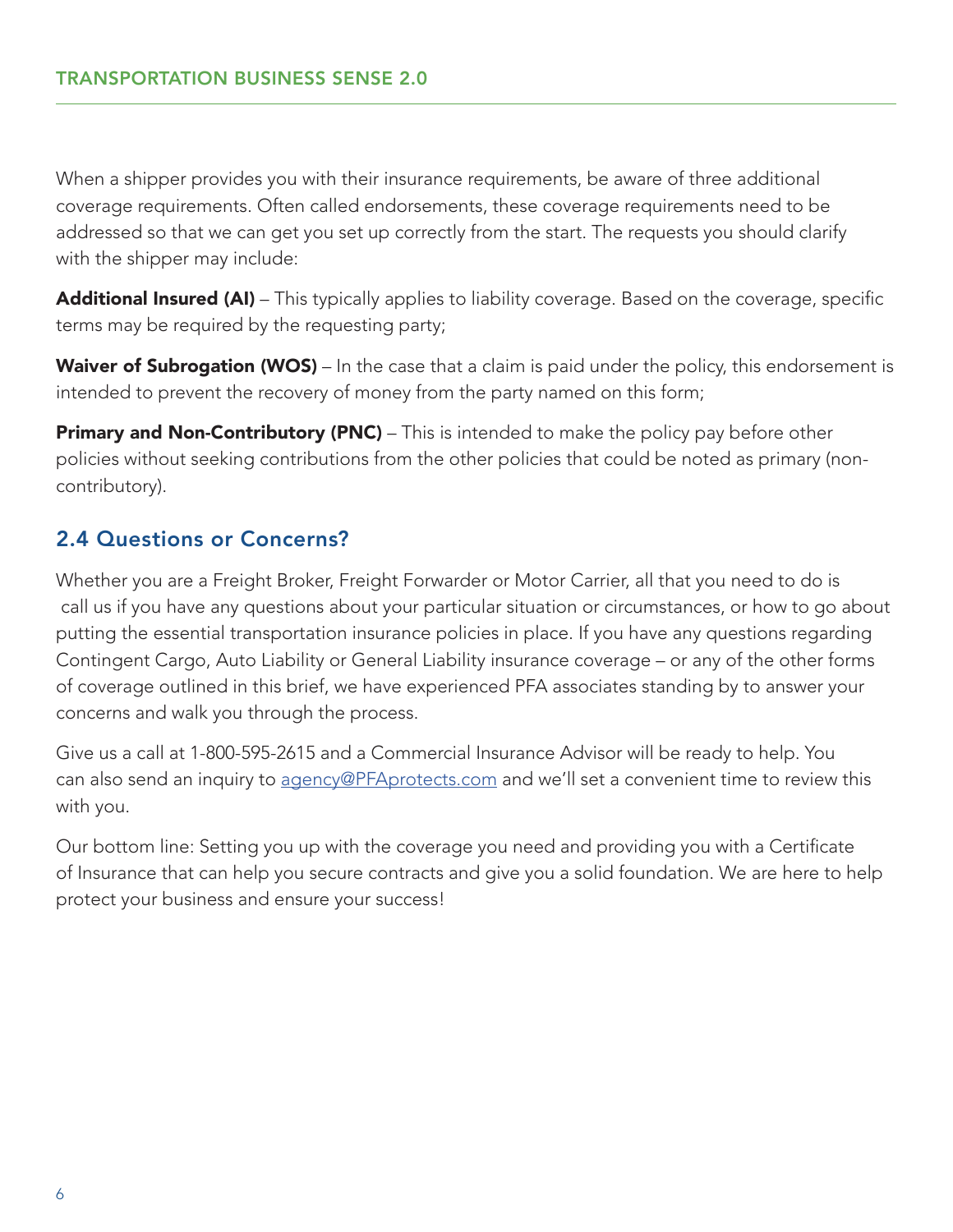When a shipper provides you with their insurance requirements, be aware of three additional coverage requirements. Often called endorsements, these coverage requirements need to be addressed so that we can get you set up correctly from the start. The requests you should clarify with the shipper may include:

**Additional Insured (AI)** – This typically applies to liability coverage. Based on the coverage, specific terms may be required by the requesting party;

**Waiver of Subrogation (WOS)** – In the case that a claim is paid under the policy, this endorsement is intended to prevent the recovery of money from the party named on this form;

**Primary and Non-Contributory (PNC)** – This is intended to make the policy pay before other policies without seeking contributions from the other policies that could be noted as primary (non-contributory).

## 2.4 Questions or Concerns?

Whether you are a Freight Broker, Freight Forwarder or Motor Carrier, all that you need to do is call us if you have any questions about your particular situation or circumstances, or how to go about putting the essential transportation insurance policies in place. If you have any questions regarding Contingent Cargo, Auto Liability or General Liability insurance coverage – or any of the other forms of coverage outlined in this brief, we have experienced PFA associates standing by to answer your concerns and walk you through the process.

Give us a call at 1-800-595-2615 and a Commercial Insurance Advisor will be ready to help. You can also send an inquiry to [agency@PFAprotects.com](mailto:agency@PFAprotects.com) and we'll set a convenient time to review this with you.

Our bottom line: Setting you up with the coverage you need and providing you with a Certificate of Insurance that can help you secure contracts and give you a solid foundation. We are here to help protect your business and ensure your success!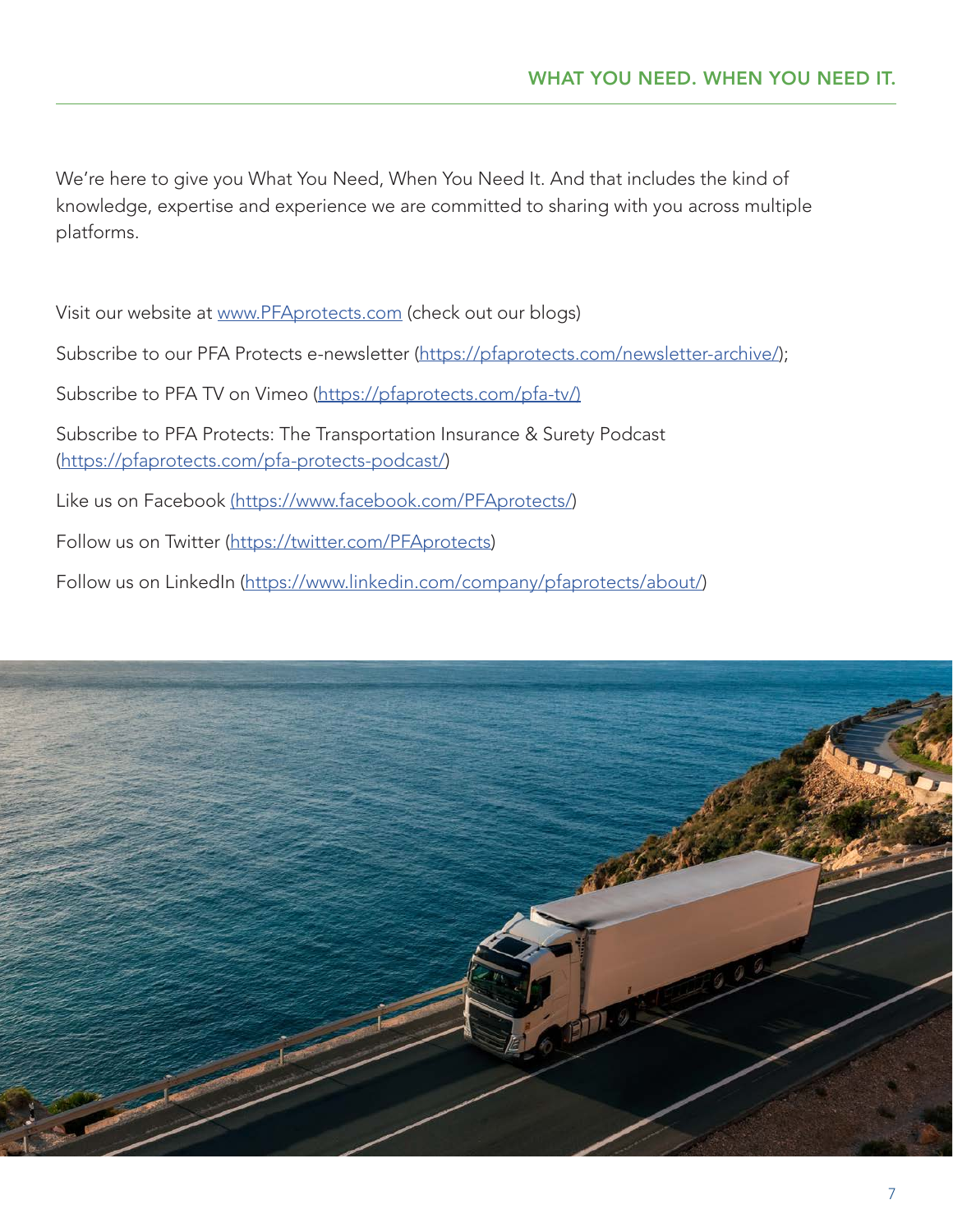## WHAT YOU NEED. WHEN YOU NEED IT.

We're here to give you What You Need, When You Need It. And that includes the kind of knowledge, expertise and experience we are committed to sharing with you across multiple platforms.

Visit our website at www.PFAprotects.com (check out our blogs)

Subscribe to our PFA Protects e-newsletter (https://pfaprotects.com/newsletter-archive/);

Subscribe to PFA TV on Vimeo (https://pfaprotects.com/pfa-tv/)

Subscribe to PFA Protects: The Transportation Insurance & Surety Podcast (https://pfaprotects.com/pfa-protects-podcast/)

Like us on Facebook (https://www.facebook.com/PFAprotects/)

Follow us on Twitter (https://twitter.com/PFAprotects)

Follow us on LinkedIn (https://www.linkedin.com/company/pfaprotects/about/)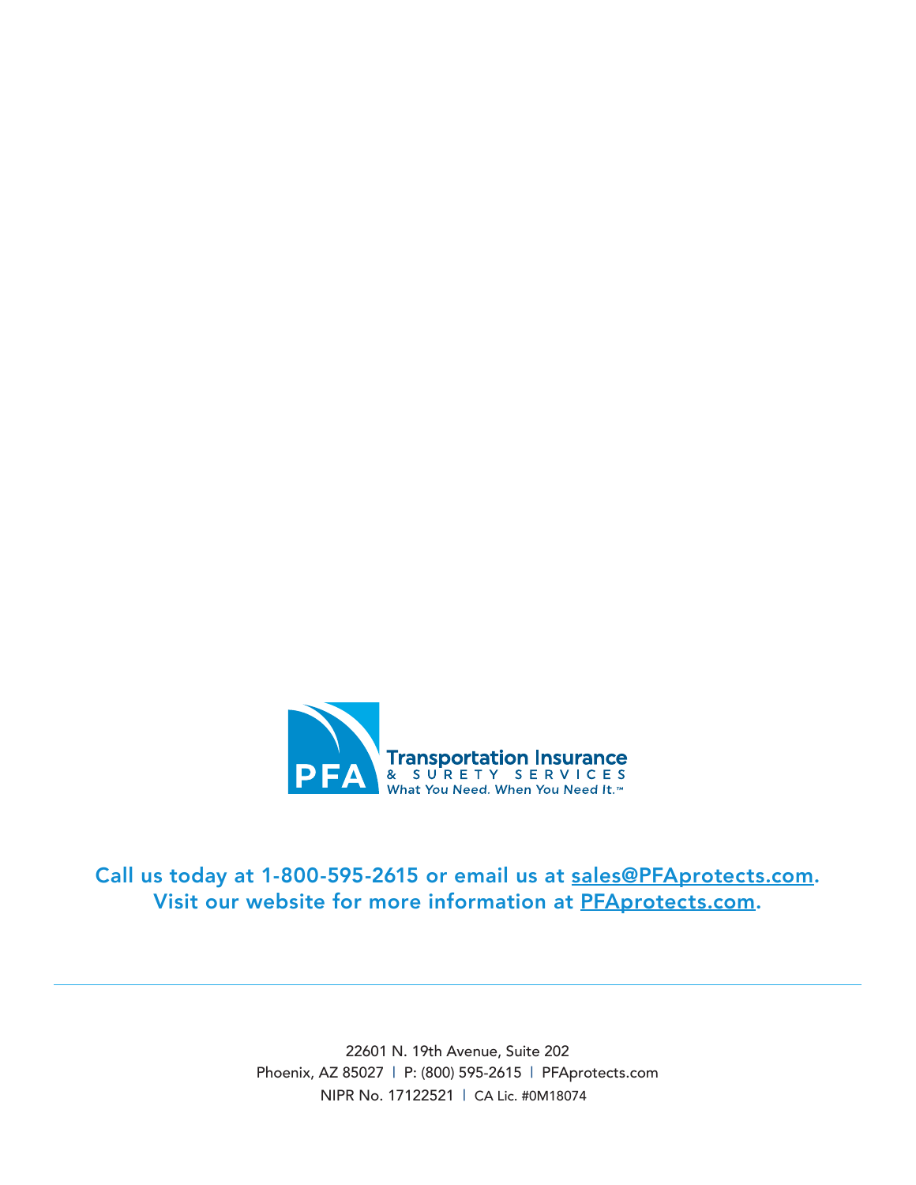PFA Transportation Insurance & SURETY SERVICES
What You Need. When You Need It.™

**Call us today at 1-800-595-2615 or email us at sales@PFAprotects.com.**
**Visit our website for more information at PFAprotects.com.**

---

22601 N. 19th Avenue, Suite 202
Phoenix, AZ 85027 | P: (800) 595-2615 | PFAprotects.com
NIPR No. 17122521 | CA Lic. #0M18074